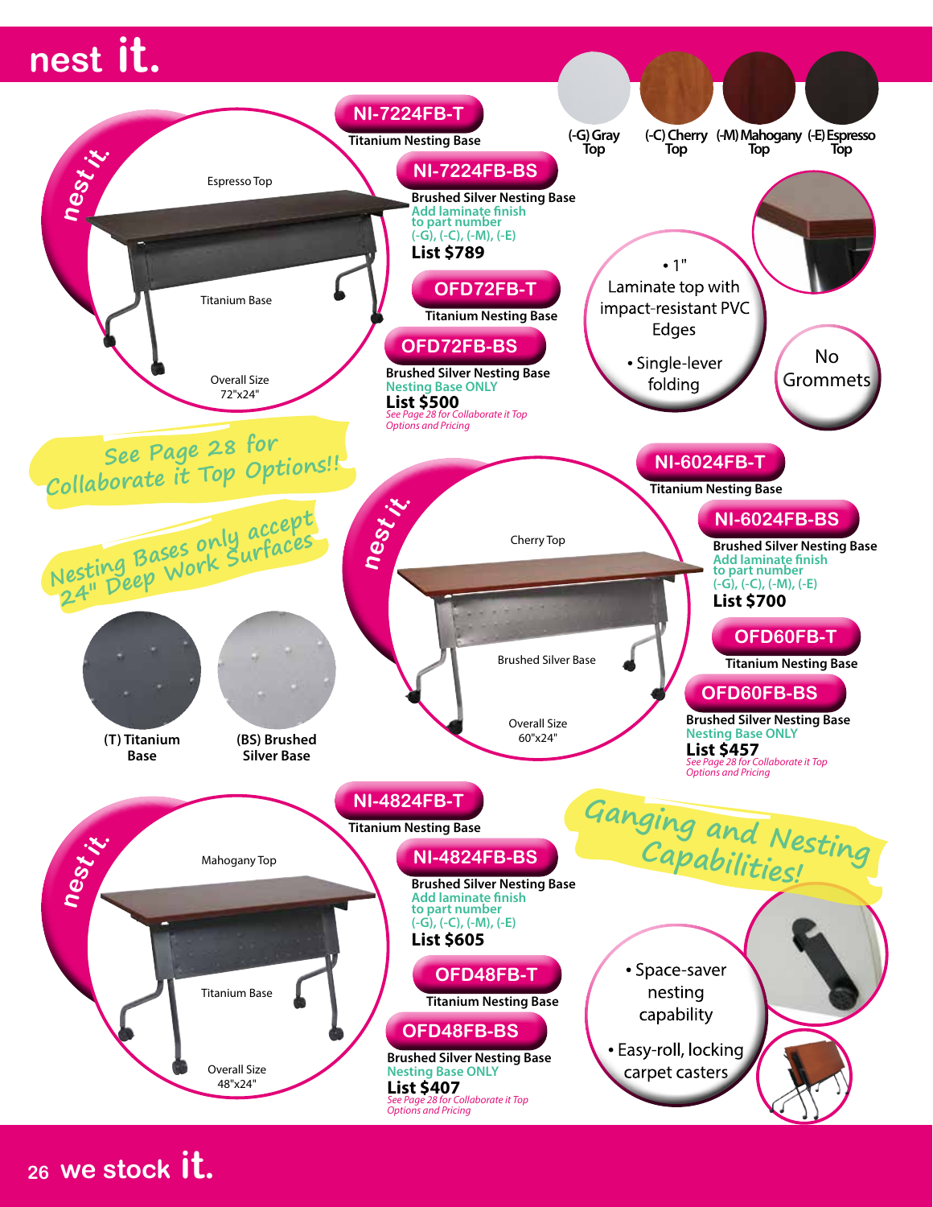# nest it.

## NI-7224FB-T
**Titanium Nesting Base**

## NI-7224FB-BS
**Brushed Silver Nesting Base**
Add laminate finish to part number (-G), (-C), (-M), (-E)
**List $789**

## OFD72FB-T
**Titanium Nesting Base**

## OFD72FB-BS
**Brushed Silver Nesting Base**
Nesting Base ONLY
**List $500**
*See Page 28 for Collaborate it Top Options and Pricing*

Espresso Top
Titanium Base
Overall Size 72"x24"

(-G) Gray Top | (-C) Cherry Top | (-M) Mahogany Top | (-E) Espresso Top

- 1" Laminate top with impact-resistant PVC Edges
- Single-lever folding

No Grommets

See Page 28 for Collaborate it Top Options!!

Nesting Bases only accept 24" Deep Work Surfaces

(T) Titanium Base
(BS) Brushed Silver Base

## NI-6024FB-T
**Titanium Nesting Base**

## NI-6024FB-BS
**Brushed Silver Nesting Base**
Add laminate finish to part number (-G), (-C), (-M), (-E)
**List $700**

## OFD60FB-T
**Titanium Nesting Base**

## OFD60FB-BS
**Brushed Silver Nesting Base**
Nesting Base ONLY
**List $457**
*See Page 28 for Collaborate it Top Options and Pricing*

Cherry Top
Brushed Silver Base
Overall Size 60"x24"

## NI-4824FB-T
**Titanium Nesting Base**

## NI-4824FB-BS
**Brushed Silver Nesting Base**
Add laminate finish to part number (-G), (-C), (-M), (-E)
**List $605**

## OFD48FB-T
**Titanium Nesting Base**

## OFD48FB-BS
**Brushed Silver Nesting Base**
Nesting Base ONLY
**List $407**
*See Page 28 for Collaborate it Top Options and Pricing*

Mahogany Top
Titanium Base
Overall Size 48"x24"

Ganging and Nesting Capabilities!

- Space-saver nesting capability
- Easy-roll, locking carpet casters

we stock it.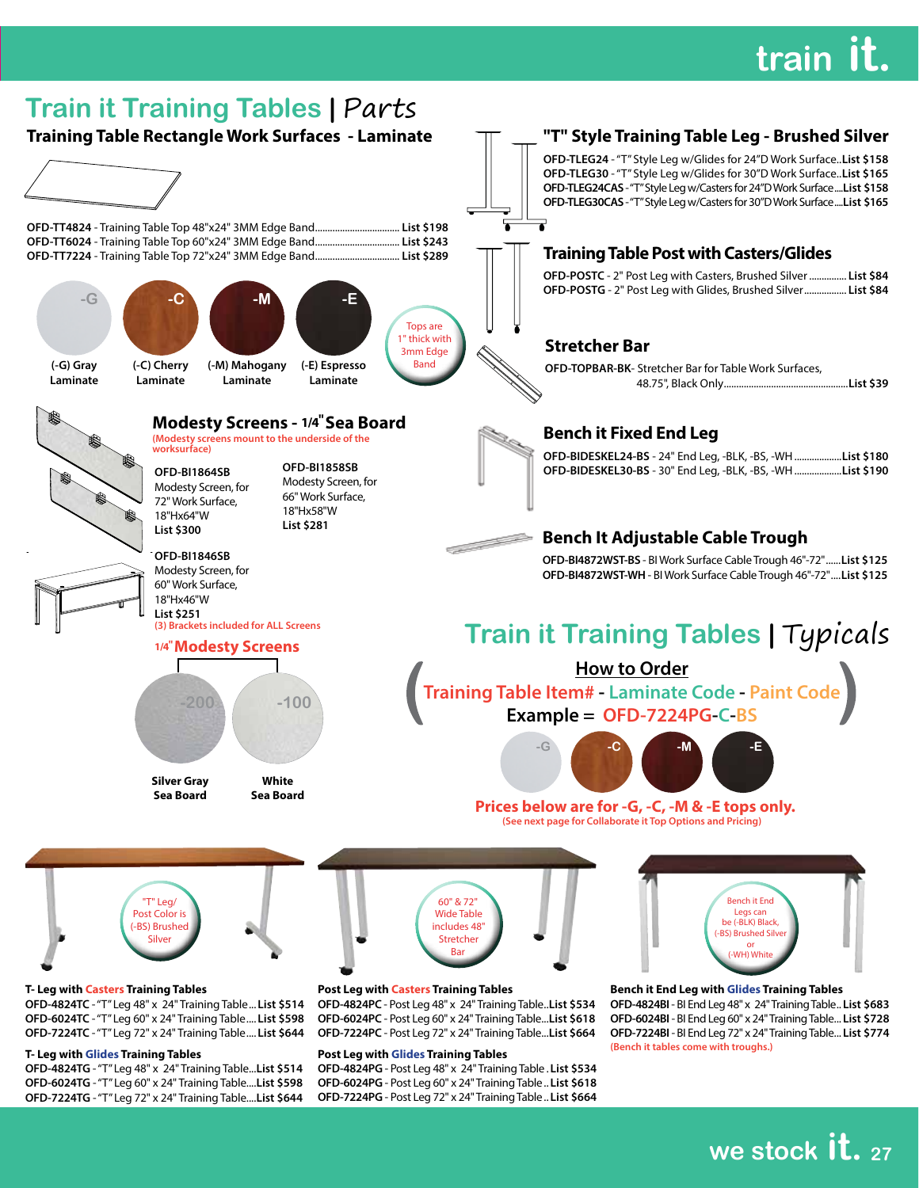# Train it Training Tables | *Parts*

## Training Table Rectangle Work Surfaces - Laminate

OFD-TT4824 - Training Table Top 48"x24" 3MM Edge Band................................ List $198
OFD-TT6024 - Training Table Top 60"x24" 3MM Edge Band................................ List $243
OFD-TT7224 - Training Table Top 72"x24" 3MM Edge Band................................ List $289

- (-G) Gray Laminate
- (-C) Cherry Laminate
- (-M) Mahogany Laminate
- (-E) Espresso Laminate

Tops are 1" thick with 3mm Edge Band

## Modesty Screens - 1/4" Sea Board

(Modesty screens mount to the underside of the worksurface)

**OFD-BI1864SB**
Modesty Screen, for 72" Work Surface, 18"Hx64"W
**List $300**

**OFD-BI1858SB**
Modesty Screen, for 66" Work Surface, 18"Hx58"W
**List $281**

**OFD-BI1846SB**
Modesty Screen, for 60" Work Surface, 18"Hx46"W
**List $251**

(3) Brackets included for ALL Screens

### 1/4" Modesty Screens

- -200 Silver Gray Sea Board
- -100 White Sea Board

## "T" Style Training Table Leg - Brushed Silver

OFD-TLEG24 - "T" Style Leg w/Glides for 24"D Work Surface..List $158
OFD-TLEG30 - "T" Style Leg w/Glides for 30"D Work Surface..List $165
OFD-TLEG24CAS - "T" Style Leg w/Casters for 24"D Work Surface....List $158
OFD-TLEG30CAS - "T" Style Leg w/Casters for 30"D Work Surface....List $165

## Training Table Post with Casters/Glides

OFD-POSTC - 2" Post Leg with Casters, Brushed Silver .............. List $84
OFD-POSTG - 2" Post Leg with Glides, Brushed Silver................ List $84

## Stretcher Bar

OFD-TOPBAR-BK- Stretcher Bar for Table Work Surfaces, 48.75", Black Only................................................List $39

## Bench it Fixed End Leg

OFD-BIDESKEL24-BS - 24" End Leg, -BLK, -BS, -WH ..................List $180
OFD-BIDESKEL30-BS - 30" End Leg, -BLK, -BS, -WH ..................List $190

## Bench It Adjustable Cable Trough

OFD-BI4872WST-BS - BI Work Surface Cable Trough 46"-72"......List $125
OFD-BI4872WST-WH - BI Work Surface Cable Trough 46"-72"....List $125

# Train it Training Tables | *Typicals*

**How to Order**

(Training Table Item# - Laminate Code - Paint Code)

Example = OFD-7224PG-C-BS

-G, -C, -M, -E

**Prices below are for -G, -C, -M & -E tops only.**
(See next page for Collaborate it Top Options and Pricing)

"T" Leg/ Post Color is (-BS) Brushed Silver

60" & 72" Wide Table includes 48" Stretcher Bar

Bench it End Legs can be (-BLK) Black, (-BS) Brushed Silver or (-WH) White

**T- Leg with Casters Training Tables**
OFD-4824TC - "T" Leg 48" x 24" Training Table... List $514
OFD-6024TC - "T" Leg 60" x 24" Training Table..... List $598
OFD-7224TC - "T" Leg 72" x 24" Training Table..... List $644

**T- Leg with Glides Training Tables**
OFD-4824TG - "T" Leg 48" x 24" Training Table...List $514
OFD-6024TG - "T" Leg 60" x 24" Training Table....List $598
OFD-7224TG - "T" Leg 72" x 24" Training Table....List $644

**Post Leg with Casters Training Tables**
OFD-4824PC - Post Leg 48" x 24" Training Table..List $534
OFD-6024PC - Post Leg 60" x 24" Training Table...List $618
OFD-7224PC - Post Leg 72" x 24" Training Table...List $664

**Post Leg with Glides Training Tables**
OFD-4824PG - Post Leg 48" x 24" Training Table . List $534
OFD-6024PG - Post Leg 60" x 24" Training Table .. List $618
OFD-7224PG - Post Leg 72" x 24" Training Table .. List $664

**Bench it End Leg with Glides Training Tables**
OFD-4824BI - BI End Leg 48" x 24" Training Table.. List $683
OFD-6024BI - BI End Leg 60" x 24" Training Table... List $728
OFD-7224BI - BI End Leg 72" x 24" Training Table... List $774
(Bench it tables come with troughs.)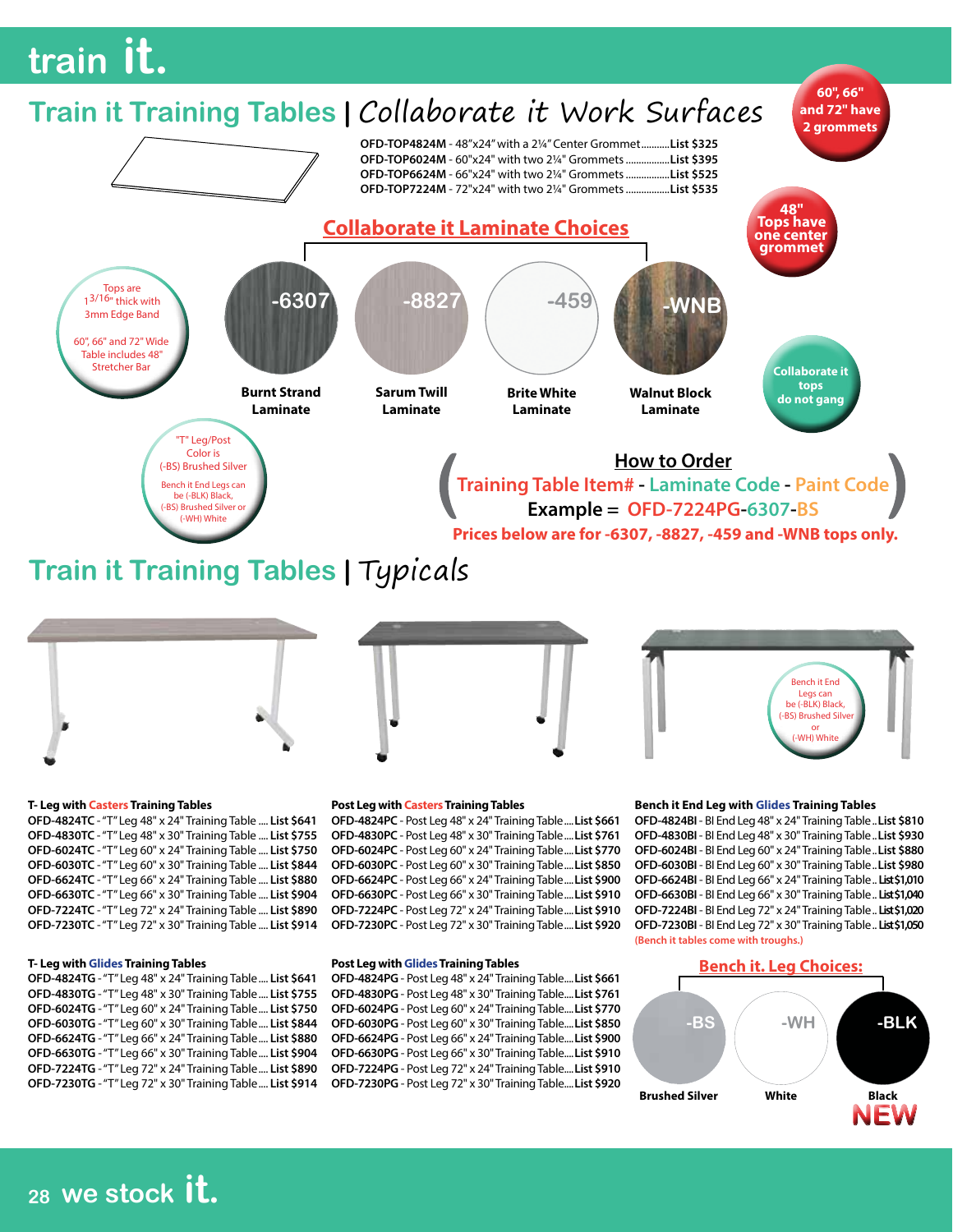# train it.

## Train it Training Tables | Collaborate it Work Surfaces

60", 66" and 72" have 2 grommets

OFD-TOP4824M - 48"x24" with a 2¼" Center Grommet..........List $325
OFD-TOP6024M - 60"x24" with two 2¼" Grommets................List $395
OFD-TOP6624M - 66"x24" with two 2¼" Grommets................List $525
OFD-TOP7224M - 72"x24" with two 2¼" Grommets................List $535

48" Tops have one center grommet

### Collaborate it Laminate Choices

Tops are 1 3/16" thick with 3mm Edge Band

60", 66" and 72" Wide Table includes 48" Stretcher Bar

- -6307 Burnt Strand Laminate
- -8827 Sarum Twill Laminate
- -459 Brite White Laminate
- -WNB Walnut Block Laminate

Collaborate it tops do not gang

"T" Leg/Post Color is (-BS) Brushed Silver

Bench it End Legs can be (-BLK) Black, (-BS) Brushed Silver or (-WH) White

### How to Order

Training Table Item# - Laminate Code - Paint Code

Example = OFD-7224PG-6307-BS

**Prices below are for -6307, -8827, -459 and -WNB tops only.**

## Train it Training Tables | Typicals

Bench it End Legs can be (-BLK) Black, (-BS) Brushed Silver or (-WH) White

**T- Leg with Casters Training Tables**

OFD-4824TC - "T" Leg 48" x 24" Training Table .... List $641
OFD-4830TC - "T" Leg 48" x 30" Training Table .... List $755
OFD-6024TC - "T" Leg 60" x 24" Training Table .... List $750
OFD-6030TC - "T" Leg 60" x 30" Training Table .... List $844
OFD-6624TC - "T" Leg 66" x 24" Training Table .... List $880
OFD-6630TC - "T" Leg 66" x 30" Training Table .... List $904
OFD-7224TC - "T" Leg 72" x 24" Training Table .... List $890
OFD-7230TC - "T" Leg 72" x 30" Training Table .... List $914

**T- Leg with Glides Training Tables**

OFD-4824TG - "T" Leg 48" x 24" Training Table .... List $641
OFD-4830TG - "T" Leg 48" x 30" Training Table .... List $755
OFD-6024TG - "T" Leg 60" x 24" Training Table .... List $750
OFD-6030TG - "T" Leg 60" x 30" Training Table .... List $844
OFD-6624TG - "T" Leg 66" x 24" Training Table .... List $880
OFD-6630TG - "T" Leg 66" x 30" Training Table .... List $904
OFD-7224TG - "T" Leg 72" x 24" Training Table .... List $890
OFD-7230TG - "T" Leg 72" x 30" Training Table .... List $914

**Post Leg with Casters Training Tables**

OFD-4824PC - Post Leg 48" x 24" Training Table.... List $661
OFD-4830PC - Post Leg 48" x 30" Training Table.... List $761
OFD-6024PC - Post Leg 60" x 24" Training Table.... List $770
OFD-6030PC - Post Leg 60" x 30" Training Table.... List $850
OFD-6624PC - Post Leg 66" x 24" Training Table.... List $900
OFD-6630PC - Post Leg 66" x 30" Training Table.... List $910
OFD-7224PC - Post Leg 72" x 24" Training Table.... List $910
OFD-7230PC - Post Leg 72" x 30" Training Table.... List $920

**Post Leg with Glides Training Tables**

OFD-4824PG - Post Leg 48" x 24" Training Table.... List $661
OFD-4830PG - Post Leg 48" x 30" Training Table.... List $761
OFD-6024PG - Post Leg 60" x 24" Training Table.... List $770
OFD-6030PG - Post Leg 60" x 30" Training Table.... List $850
OFD-6624PG - Post Leg 66" x 24" Training Table.... List $900
OFD-6630PG - Post Leg 66" x 30" Training Table.... List $910
OFD-7224PG - Post Leg 72" x 24" Training Table.... List $910
OFD-7230PG - Post Leg 72" x 30" Training Table.... List $920

**Bench it End Leg with Glides Training Tables**

OFD-4824BI - BI End Leg 48" x 24" Training Table.. List $810
OFD-4830BI - BI End Leg 48" x 30" Training Table.. List $930
OFD-6024BI - BI End Leg 60" x 24" Training Table.. List $880
OFD-6030BI - BI End Leg 60" x 30" Training Table.. List $980
OFD-6624BI - BI End Leg 66" x 24" Training Table.. List $1,010
OFD-6630BI - BI End Leg 66" x 30" Training Table.. List $1,040
OFD-7224BI - BI End Leg 72" x 24" Training Table.. List $1,020
OFD-7230BI - BI End Leg 72" x 30" Training Table.. List $1,050

(Bench it tables come with troughs.)

### Bench it. Leg Choices:

- -BS Brushed Silver
- -WH White
- -BLK Black NEW

we stock it.